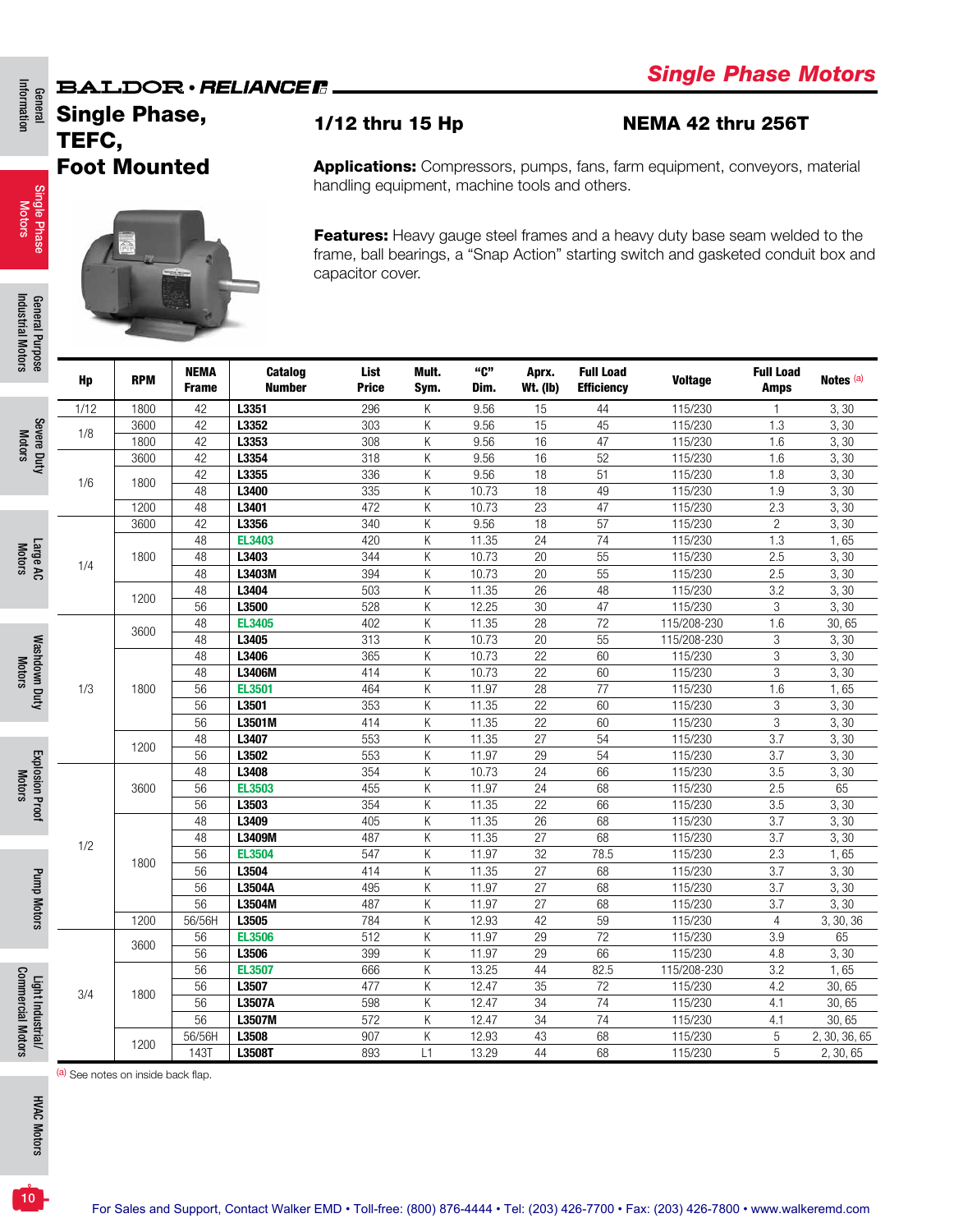# Single Phase Motors

BALDOR • RELIANCE

## Single Phase, TEFC, Foot Mounted

**1/12 thru 15 Hp** **NEMA 42 thru 256T**

**Applications:** Compressors, pumps, fans, farm equipment, conveyors, material handling equipment, machine tools and others.

**Features:** Heavy gauge steel frames and a heavy duty base seam welded to the frame, ball bearings, a "Snap Action" starting switch and gasketed conduit box and capacitor cover.

| Hp | RPM | NEMA Frame | Catalog Number | List Price | Mult. Sym. | "C" Dim. | Aprx. Wt. (lb) | Full Load Efficiency | Voltage | Full Load Amps | Notes [a] |
|---|---|---|---|---|---|---|---|---|---|---|---|
| 1/12 | 1800 | 42 | **L3351** | 296 | K | 9.56 | 15 | 44 | 115/230 | 1 | 3, 30 |
| 1/8 | 3600 | 42 | **L3352** | 303 | K | 9.56 | 15 | 45 | 115/230 | 1.3 | 3, 30 |
| | 1800 | 42 | **L3353** | 308 | K | 9.56 | 16 | 47 | 115/230 | 1.6 | 3, 30 |
| 1/6 | 3600 | 42 | **L3354** | 318 | K | 9.56 | 16 | 52 | 115/230 | 1.6 | 3, 30 |
| | 1800 | 42 | **L3355** | 336 | K | 9.56 | 18 | 51 | 115/230 | 1.8 | 3, 30 |
| | | 48 | **L3400** | 335 | K | 10.73 | 18 | 49 | 115/230 | 1.9 | 3, 30 |
| | 1200 | 48 | **L3401** | 472 | K | 10.73 | 23 | 47 | 115/230 | 2.3 | 3, 30 |
| 1/4 | 3600 | 42 | **L3356** | 340 | K | 9.56 | 18 | 57 | 115/230 | 2 | 3, 30 |
| | 1800 | 48 | **EL3403** | 420 | K | 11.35 | 24 | 74 | 115/230 | 1.3 | 1, 65 |
| | | 48 | **L3403** | 344 | K | 10.73 | 20 | 55 | 115/230 | 2.5 | 3, 30 |
| | | 48 | **L3403M** | 394 | K | 10.73 | 20 | 55 | 115/230 | 2.5 | 3, 30 |
| | 1200 | 48 | **L3404** | 503 | K | 11.35 | 26 | 48 | 115/230 | 3.2 | 3, 30 |
| | | 56 | **L3500** | 528 | K | 12.25 | 30 | 47 | 115/230 | 3 | 3, 30 |
| 1/3 | 3600 | 48 | **EL3405** | 402 | K | 11.35 | 28 | 72 | 115/208-230 | 1.6 | 30, 65 |
| | | 48 | **L3405** | 313 | K | 10.73 | 20 | 55 | 115/208-230 | 3 | 3, 30 |
| | 1800 | 48 | **L3406** | 365 | K | 10.73 | 22 | 60 | 115/230 | 3 | 3, 30 |
| | | 48 | **L3406M** | 414 | K | 10.73 | 22 | 60 | 115/230 | 3 | 3, 30 |
| | | 56 | **EL3501** | 464 | K | 11.97 | 28 | 77 | 115/230 | 1.6 | 1, 65 |
| | | 56 | **L3501** | 353 | K | 11.35 | 22 | 60 | 115/230 | 3 | 3, 30 |
| | | 56 | **L3501M** | 414 | K | 11.35 | 22 | 60 | 115/230 | 3 | 3, 30 |
| | 1200 | 48 | **L3407** | 553 | K | 11.35 | 27 | 54 | 115/230 | 3.7 | 3, 30 |
| | | 56 | **L3502** | 553 | K | 11.97 | 29 | 54 | 115/230 | 3.7 | 3, 30 |
| 1/2 | 3600 | 48 | **L3408** | 354 | K | 10.73 | 24 | 66 | 115/230 | 3.5 | 3, 30 |
| | | 56 | **EL3503** | 455 | K | 11.97 | 24 | 68 | 115/230 | 2.5 | 65 |
| | | 56 | **L3503** | 354 | K | 11.35 | 22 | 66 | 115/230 | 3.5 | 3, 30 |
| | 1800 | 48 | **L3409** | 405 | K | 11.35 | 26 | 68 | 115/230 | 3.7 | 3, 30 |
| | | 48 | **L3409M** | 487 | K | 11.35 | 27 | 68 | 115/230 | 3.7 | 3, 30 |
| | | 56 | **EL3504** | 547 | K | 11.97 | 32 | 78.5 | 115/230 | 2.3 | 1, 65 |
| | | 56 | **L3504** | 414 | K | 11.35 | 27 | 68 | 115/230 | 3.7 | 3, 30 |
| | | 56 | **L3504A** | 495 | K | 11.97 | 27 | 68 | 115/230 | 3.7 | 3, 30 |
| | | 56 | **L3504M** | 487 | K | 11.97 | 27 | 68 | 115/230 | 3.7 | 3, 30 |
| | 1200 | 56/56H | **L3505** | 784 | K | 12.93 | 42 | 59 | 115/230 | 4 | 3, 30, 36 |
| 3/4 | 3600 | 56 | **EL3506** | 512 | K | 11.97 | 29 | 72 | 115/230 | 3.9 | 65 |
| | | 56 | **L3506** | 399 | K | 11.97 | 29 | 66 | 115/230 | 4.8 | 3, 30 |
| | 1800 | 56 | **EL3507** | 666 | K | 13.25 | 44 | 82.5 | 115/208-230 | 3.2 | 1, 65 |
| | | 56 | **L3507** | 477 | K | 12.47 | 35 | 72 | 115/230 | 4.2 | 30, 65 |
| | | 56 | **L3507A** | 598 | K | 12.47 | 34 | 74 | 115/230 | 4.1 | 30, 65 |
| | | 56 | **L3507M** | 572 | K | 12.47 | 34 | 74 | 115/230 | 4.1 | 30, 65 |
| | 1200 | 56/56H | **L3508** | 907 | K | 12.93 | 43 | 68 | 115/230 | 5 | 2, 30, 36, 65 |
| | | 143T | **L3508T** | 893 | L1 | 13.29 | 44 | 68 | 115/230 | 5 | 2, 30, 65 |

(a) See notes on inside back flap.

For Sales and Support, Contact Walker EMD • Toll-free: (800) 876-4444 • Tel: (203) 426-7700 • Fax: (203) 426-7800 • www.walkeremd.com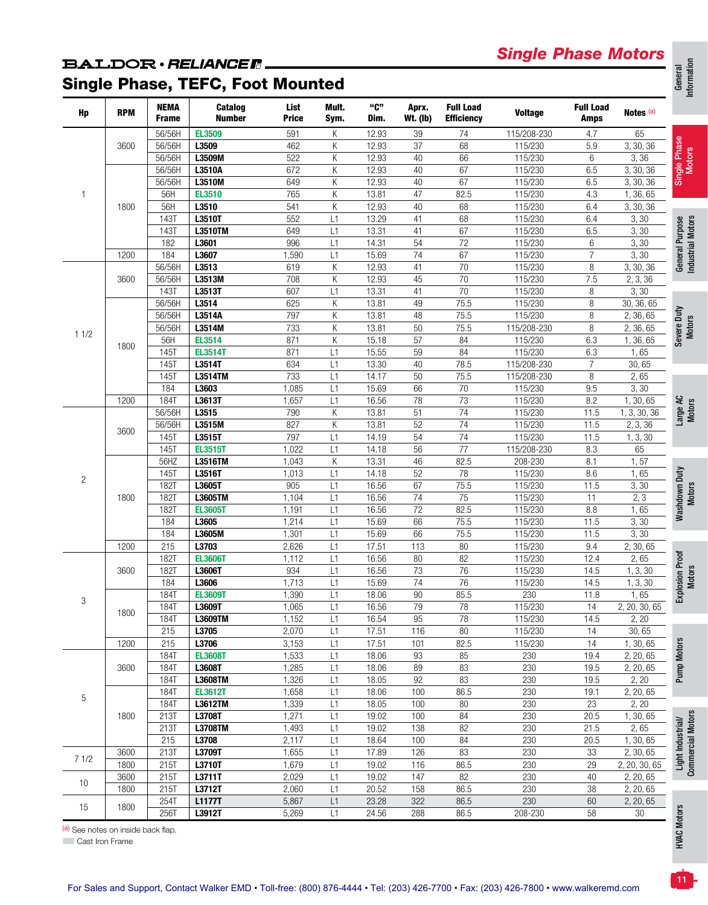BALDOR • RELIANCE

# Single Phase Motors

## Single Phase, TEFC, Foot Mounted

| Hp | RPM | NEMA Frame | Catalog Number | List Price | Mult. Sym. | "C" Dim. | Aprx. Wt. (lb) | Full Load Efficiency | Voltage | Full Load Amps | Notes [(a)] |
|---|---|---|---|---|---|---|---|---|---|---|---|
| 1 | 3600 | 56/56H | **EL3509** | 591 | K | 12.93 | 39 | 74 | 115/208-230 | 4.7 | 65 |
| | | 56/56H | **L3509** | 462 | K | 12.93 | 37 | 68 | 115/230 | 5.9 | 3, 30, 36 |
| | | 56/56H | **L3509M** | 522 | K | 12.93 | 40 | 66 | 115/230 | 6 | 3, 36 |
| | 1800 | 56/56H | **L3510A** | 672 | K | 12.93 | 40 | 67 | 115/230 | 6.5 | 3, 30, 36 |
| | | 56/56H | **L3510M** | 649 | K | 12.93 | 40 | 67 | 115/230 | 6.5 | 3, 30, 36 |
| | | 56H | **EL3510** | 765 | K | 13.81 | 47 | 82.5 | 115/230 | 4.3 | 1, 36, 65 |
| | | 56H | **L3510** | 541 | K | 12.93 | 40 | 68 | 115/230 | 6.4 | 3, 30, 36 |
| | | 143T | **L3510T** | 552 | L1 | 13.29 | 41 | 68 | 115/230 | 6.4 | 3, 30 |
| | | 143T | **L3510TM** | 649 | L1 | 13.31 | 41 | 67 | 115/230 | 6.5 | 3, 30 |
| | | 182 | **L3601** | 996 | L1 | 14.31 | 54 | 72 | 115/230 | 6 | 3, 30 |
| | 1200 | 184 | **L3607** | 1,590 | L1 | 15.69 | 74 | 67 | 115/230 | 7 | 3, 30 |
| 1 1/2 | 3600 | 56/56H | **L3513** | 619 | K | 12.93 | 41 | 70 | 115/230 | 8 | 3, 30, 36 |
| | | 56/56H | **L3513M** | 708 | K | 12.93 | 45 | 70 | 115/230 | 7.5 | 2, 3, 36 |
| | | 143T | **L3513T** | 607 | L1 | 13.31 | 41 | 70 | 115/230 | 8 | 3, 30 |
| | 1800 | 56/56H | **L3514** | 625 | K | 13.81 | 49 | 75.5 | 115/230 | 8 | 30, 36, 65 |
| | | 56/56H | **L3514A** | 797 | K | 13.81 | 48 | 75.5 | 115/230 | 8 | 2, 36, 65 |
| | | 56/56H | **L3514M** | 733 | K | 13.81 | 50 | 75.5 | 115/208-230 | 8 | 2, 36, 65 |
| | | 56H | **EL3514** | 871 | K | 15.18 | 57 | 84 | 115/230 | 6.3 | 1, 36, 65 |
| | | 145T | **EL3514T** | 871 | L1 | 15.55 | 59 | 84 | 115/230 | 6.3 | 1, 65 |
| | | 145T | **L3514T** | 634 | L1 | 13.30 | 40 | 78.5 | 115/208-230 | 7 | 30, 65 |
| | | 145T | **L3514TM** | 733 | L1 | 14.17 | 50 | 75.5 | 115/208-230 | 8 | 2, 65 |
| | | 184 | **L3603** | 1,085 | L1 | 15.69 | 66 | 70 | 115/230 | 9.5 | 3, 30 |
| | 1200 | 184T | **L3613T** | 1,657 | L1 | 16.56 | 78 | 73 | 115/230 | 8.2 | 1, 30, 65 |
| 2 | 3600 | 56/56H | **L3515** | 790 | K | 13.81 | 51 | 74 | 115/230 | 11.5 | 1, 3, 30, 36 |
| | | 56/56H | **L3515M** | 827 | K | 13.81 | 52 | 74 | 115/230 | 11.5 | 2, 3, 36 |
| | | 145T | **L3515T** | 797 | L1 | 14.19 | 54 | 74 | 115/230 | 11.5 | 1, 3, 30 |
| | | 145T | **EL3515T** | 1,022 | L1 | 14.18 | 56 | 77 | 115/208-230 | 8.3 | 65 |
| | 1800 | 56HZ | **L3516TM** | 1,043 | K | 13.31 | 46 | 82.5 | 208-230 | 8.1 | 1, 57 |
| | | 145T | **L3516T** | 1,013 | L1 | 14.18 | 52 | 78 | 115/230 | 8.6 | 1, 65 |
| | | 182T | **L3605T** | 905 | L1 | 16.56 | 67 | 75.5 | 115/230 | 11.5 | 3, 30 |
| | | 182T | **L3605TM** | 1,104 | L1 | 16.56 | 74 | 75 | 115/230 | 11 | 2, 3 |
| | | 182T | **EL3605T** | 1,191 | L1 | 16.56 | 72 | 82.5 | 115/230 | 8.8 | 1, 65 |
| | | 184 | **L3605** | 1,214 | L1 | 15.69 | 66 | 75.5 | 115/230 | 11.5 | 3, 30 |
| | | 184 | **L3605M** | 1,301 | L1 | 15.69 | 66 | 75.5 | 115/230 | 11.5 | 3, 30 |
| | 1200 | 215 | **L3703** | 2,626 | L1 | 17.51 | 113 | 80 | 115/230 | 9.4 | 2, 30, 65 |
| 3 | 3600 | 182T | **EL3606T** | 1,112 | L1 | 16.56 | 80 | 82 | 115/230 | 12.4 | 2, 65 |
| | | 182T | **L3606T** | 934 | L1 | 16.56 | 73 | 76 | 115/230 | 14.5 | 1, 3, 30 |
| | | 184 | **L3606** | 1,713 | L1 | 15.69 | 74 | 76 | 115/230 | 14.5 | 1, 3, 30 |
| | 1800 | 184T | **EL3609T** | 1,390 | L1 | 18.06 | 90 | 85.5 | 230 | 11.8 | 1, 65 |
| | | 184T | **L3609T** | 1,065 | L1 | 16.56 | 79 | 78 | 115/230 | 14 | 2, 20, 30, 65 |
| | | 184T | **L3609TM** | 1,152 | L1 | 16.54 | 95 | 78 | 115/230 | 14.5 | 2, 20 |
| | | 215 | **L3705** | 2,070 | L1 | 17.51 | 116 | 80 | 115/230 | 14 | 30, 65 |
| | 1200 | 215 | **L3706** | 3,153 | L1 | 17.51 | 101 | 82.5 | 115/230 | 14 | 1, 30, 65 |
| 5 | 3600 | 184T | **EL3608T** | 1,533 | L1 | 18.06 | 93 | 85 | 230 | 19.4 | 2, 20, 65 |
| | | 184T | **L3608T** | 1,285 | L1 | 18.06 | 89 | 83 | 230 | 19.5 | 2, 20, 65 |
| | | 184T | **L3608TM** | 1,326 | L1 | 18.05 | 92 | 83 | 230 | 19.5 | 2, 20 |
| | 1800 | 184T | **EL3612T** | 1,658 | L1 | 18.06 | 100 | 86.5 | 230 | 19.1 | 2, 20, 65 |
| | | 184T | **L3612TM** | 1,339 | L1 | 18.05 | 100 | 80 | 230 | 23 | 2, 20 |
| | | 213T | **L3708T** | 1,271 | L1 | 19.02 | 100 | 84 | 230 | 20.5 | 1, 30, 65 |
| | | 213T | **L3708TM** | 1,493 | L1 | 19.02 | 138 | 82 | 230 | 21.5 | 2, 65 |
| | | 215 | **L3708** | 2,117 | L1 | 18.64 | 100 | 84 | 230 | 20.5 | 1, 30, 65 |
| 7 1/2 | 3600 | 213T | **L3709T** | 1,655 | L1 | 17.89 | 126 | 83 | 230 | 33 | 2, 30, 65 |
| | 1800 | 215T | **L3710T** | 1,679 | L1 | 19.02 | 116 | 86.5 | 230 | 29 | 2, 20, 30, 65 |
| 10 | 3600 | 215T | **L3711T** | 2,029 | L1 | 19.02 | 147 | 82 | 230 | 40 | 2, 20, 65 |
| | 1800 | 215T | **L3712T** | 2,060 | L1 | 20.52 | 158 | 86.5 | 230 | 38 | 2, 20, 65 |
| 15 | 1800 | 254T | **L1177T** | 5,867 | L1 | 23.28 | 322 | 86.5 | 230 | 60 | 2, 20, 65 |
| | | 256T | **L3912T** | 5,269 | L1 | 24.56 | 288 | 86.5 | 208-230 | 58 | 30 |

[(a)] See notes on inside back flap.

Cast Iron Frame

For Sales and Support, Contact Walker EMD • Toll-free: (800) 876-4444 • Tel: (203) 426-7700 • Fax: (203) 426-7801 • www.walkeremd.com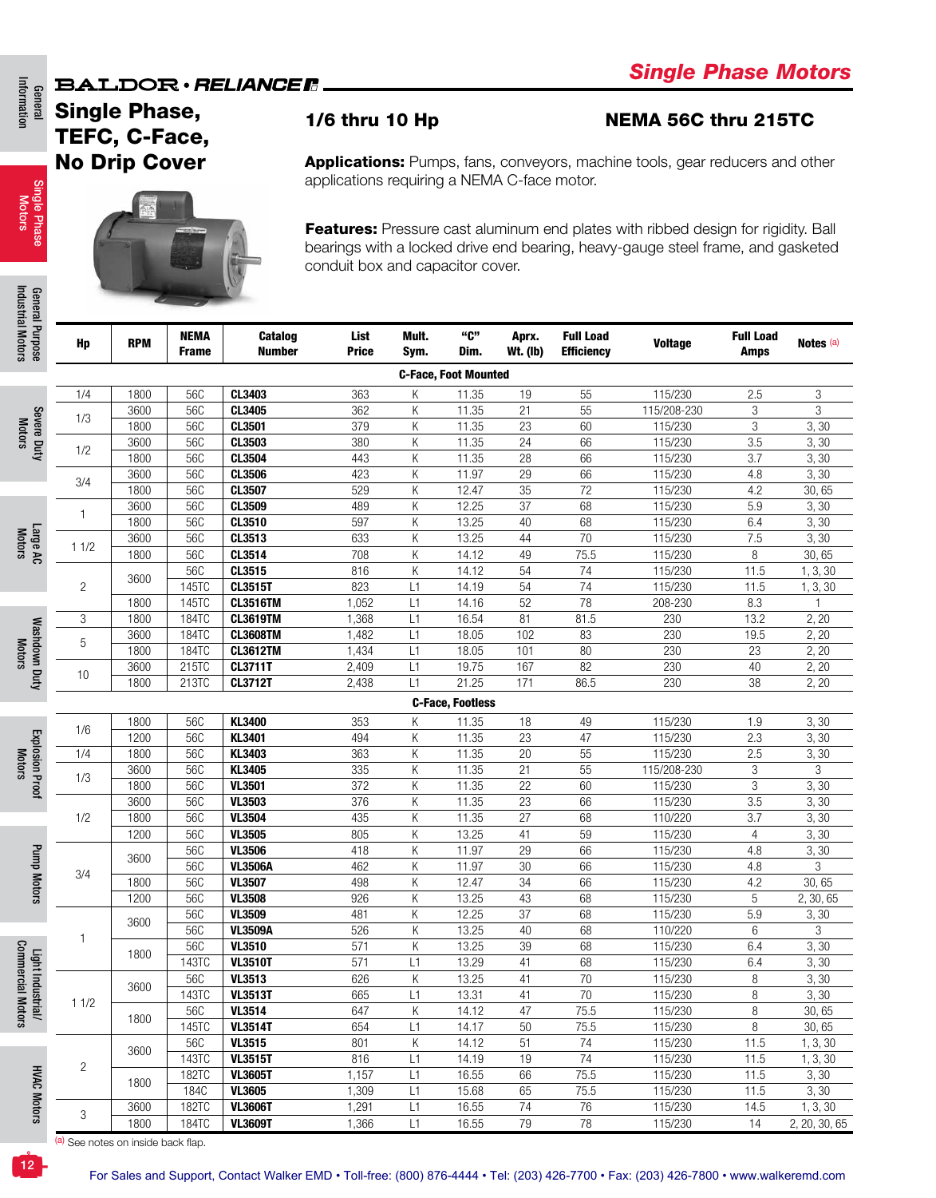# Single Phase Motors

## Single Phase, TEFC, C-Face, No Drip Cover

### 1/6 thru 10 Hp

### NEMA 56C thru 215TC

**Applications:** Pumps, fans, conveyors, machine tools, gear reducers and other applications requiring a NEMA C-face motor.

**Features:** Pressure cast aluminum end plates with ribbed design for rigidity. Ball bearings with a locked drive end bearing, heavy-gauge steel frame, and gasketed conduit box and capacitor cover.

| Hp | RPM | NEMA Frame | Catalog Number | List Price | Mult. Sym. | "C" Dim. | Aprx. Wt. (lb) | Full Load Efficiency | Voltage | Full Load Amps | Notes [a] |
|---|---|---|---|---|---|---|---|---|---|---|---|
| **C-Face, Foot Mounted** | | | | | | | | | | | |
| 1/4 | 1800 | 56C | **CL3403** | 363 | K | 11.35 | 19 | 55 | 115/230 | 2.5 | 3 |
| 1/3 | 3600 | 56C | **CL3405** | 362 | K | 11.35 | 21 | 55 | 115/208-230 | 3 | 3 |
| | 1800 | 56C | **CL3501** | 379 | K | 11.35 | 23 | 60 | 115/230 | 3 | 3, 30 |
| 1/2 | 3600 | 56C | **CL3503** | 380 | K | 11.35 | 24 | 66 | 115/230 | 3.5 | 3, 30 |
| | 1800 | 56C | **CL3504** | 443 | K | 11.35 | 28 | 66 | 115/230 | 3.7 | 3, 30 |
| 3/4 | 3600 | 56C | **CL3506** | 423 | K | 11.97 | 29 | 66 | 115/230 | 4.8 | 3, 30 |
| | 1800 | 56C | **CL3507** | 529 | K | 12.47 | 35 | 72 | 115/230 | 4.2 | 30, 65 |
| 1 | 3600 | 56C | **CL3509** | 489 | K | 12.25 | 37 | 68 | 115/230 | 5.9 | 3, 30 |
| | 1800 | 56C | **CL3510** | 597 | K | 13.25 | 40 | 68 | 115/230 | 6.4 | 3, 30 |
| 1 1/2 | 3600 | 56C | **CL3513** | 633 | K | 13.25 | 44 | 70 | 115/230 | 7.5 | 3, 30 |
| | 1800 | 56C | **CL3514** | 708 | K | 14.12 | 49 | 75.5 | 115/230 | 8 | 30, 65 |
| 2 | 3600 | 56C | **CL3515** | 816 | K | 14.12 | 54 | 74 | 115/230 | 11.5 | 1, 3, 30 |
| | | 145TC | **CL3515T** | 823 | L1 | 14.19 | 54 | 74 | 115/230 | 11.5 | 1, 3, 30 |
| | 1800 | 145TC | **CL3516TM** | 1,052 | L1 | 14.16 | 52 | 78 | 208-230 | 8.3 | 1 |
| 3 | 1800 | 184TC | **CL3619TM** | 1,368 | L1 | 16.54 | 81 | 81.5 | 230 | 13.2 | 2, 20 |
| 5 | 3600 | 184TC | **CL3608TM** | 1,482 | L1 | 18.05 | 102 | 83 | 230 | 19.5 | 2, 20 |
| | 1800 | 184TC | **CL3612TM** | 1,434 | L1 | 18.05 | 101 | 80 | 230 | 23 | 2, 20 |
| 10 | 3600 | 215TC | **CL3711T** | 2,409 | L1 | 19.75 | 167 | 82 | 230 | 40 | 2, 20 |
| | 1800 | 213TC | **CL3712T** | 2,438 | L1 | 21.25 | 171 | 86.5 | 230 | 38 | 2, 20 |
| **C-Face, Footless** | | | | | | | | | | | |
| 1/6 | 1800 | 56C | **KL3400** | 353 | K | 11.35 | 18 | 49 | 115/230 | 1.9 | 3, 30 |
| | 1200 | 56C | **KL3401** | 494 | K | 11.35 | 23 | 47 | 115/230 | 2.3 | 3, 30 |
| 1/4 | 1800 | 56C | **KL3403** | 363 | K | 11.35 | 20 | 55 | 115/230 | 2.5 | 3, 30 |
| 1/3 | 3600 | 56C | **KL3405** | 335 | K | 11.35 | 21 | 55 | 115/208-230 | 3 | 3 |
| | 1800 | 56C | **VL3501** | 372 | K | 11.35 | 22 | 60 | 115/230 | 3 | 3, 30 |
| 1/2 | 3600 | 56C | **VL3503** | 376 | K | 11.35 | 23 | 66 | 115/230 | 3.5 | 3, 30 |
| | 1800 | 56C | **VL3504** | 435 | K | 11.35 | 27 | 68 | 110/220 | 3.7 | 3, 30 |
| | 1200 | 56C | **VL3505** | 805 | K | 13.25 | 41 | 59 | 115/230 | 4 | 3, 30 |
| 3/4 | 3600 | 56C | **VL3506** | 418 | K | 11.97 | 29 | 66 | 115/230 | 4.8 | 3, 30 |
| | | 56C | **VL3506A** | 462 | K | 11.97 | 30 | 66 | 115/230 | 4.8 | 3 |
| | 1800 | 56C | **VL3507** | 498 | K | 12.47 | 34 | 66 | 115/230 | 4.2 | 30, 65 |
| | 1200 | 56C | **VL3508** | 926 | K | 13.25 | 43 | 68 | 115/230 | 5 | 2, 30, 65 |
| 1 | 3600 | 56C | **VL3509** | 481 | K | 12.25 | 37 | 68 | 115/230 | 5.9 | 3, 30 |
| | | 56C | **VL3509A** | 526 | K | 13.25 | 40 | 68 | 110/220 | 6 | 3 |
| | 1800 | 56C | **VL3510** | 571 | K | 13.25 | 39 | 68 | 115/230 | 6.4 | 3, 30 |
| | | 143TC | **VL3510T** | 571 | L1 | 13.29 | 41 | 68 | 115/230 | 6.4 | 3, 30 |
| 1 1/2 | 3600 | 56C | **VL3513** | 626 | K | 13.25 | 41 | 70 | 115/230 | 8 | 3, 30 |
| | | 143TC | **VL3513T** | 665 | L1 | 13.31 | 41 | 70 | 115/230 | 8 | 3, 30 |
| | 1800 | 56C | **VL3514** | 647 | K | 14.12 | 47 | 75.5 | 115/230 | 8 | 30, 65 |
| | | 145TC | **VL3514T** | 654 | L1 | 14.17 | 50 | 75.5 | 115/230 | 8 | 30, 65 |
| 2 | 3600 | 56C | **VL3515** | 801 | K | 14.12 | 51 | 74 | 115/230 | 11.5 | 1, 3, 30 |
| | | 143TC | **VL3515T** | 816 | L1 | 14.19 | 19 | 74 | 115/230 | 11.5 | 1, 3, 30 |
| | 1800 | 182TC | **VL3605T** | 1,157 | L1 | 16.55 | 66 | 75.5 | 115/230 | 11.5 | 3, 30 |
| | | 184C | **VL3605** | 1,309 | L1 | 15.68 | 65 | 75.5 | 115/230 | 11.5 | 3, 30 |
| 3 | 3600 | 182TC | **VL3606T** | 1,291 | L1 | 16.55 | 74 | 76 | 115/230 | 14.5 | 1, 3, 30 |
| | 1800 | 184TC | **VL3609T** | 1,366 | L1 | 16.55 | 79 | 78 | 115/230 | 14 | 2, 20, 30, 65 |

[a] See notes on inside back flap.

For Sales and Support, Contact Walker EMD • Toll-free: (800) 876-4444 • Tel: (203) 426-7700 • Fax: (203) 426-7800 • www.walkeremd.com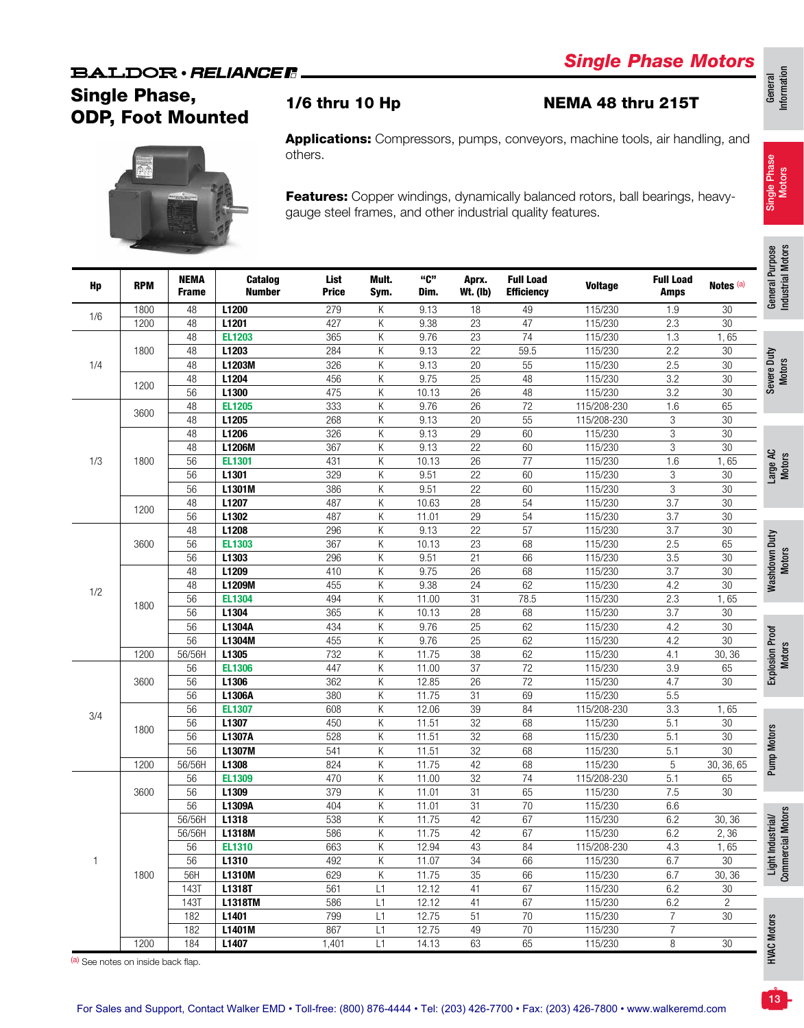## BALDOR • RELIANCE

# Single Phase Motors

## Single Phase, ODP, Foot Mounted

### 1/6 thru 10 Hp

### NEMA 48 thru 215T

**Applications:** Compressors, pumps, conveyors, machine tools, air handling, and others.

**Features:** Copper windings, dynamically balanced rotors, ball bearings, heavy-gauge steel frames, and other industrial quality features.

| Hp | RPM | NEMA Frame | Catalog Number | List Price | Mult. Sym. | "C" Dim. | Aprx. Wt. (lb) | Full Load Efficiency | Voltage | Full Load Amps | Notes [a] |
|---|---|---|---|---|---|---|---|---|---|---|---|
| 1/6 | 1800 | 48 | **L1200** | 279 | K | 9.13 | 18 | 49 | 115/230 | 1.9 | 30 |
| | 1200 | 48 | **L1201** | 427 | K | 9.38 | 23 | 47 | 115/230 | 2.3 | 30 |
| 1/4 | 1800 | 48 | **EL1203** | 365 | K | 9.76 | 23 | 74 | 115/230 | 1.3 | 1, 65 |
| | | 48 | **L1203** | 284 | K | 9.13 | 22 | 59.5 | 115/230 | 2.2 | 30 |
| | | 48 | **L1203M** | 326 | K | 9.13 | 20 | 55 | 115/230 | 2.5 | 30 |
| | 1200 | 48 | **L1204** | 456 | K | 9.75 | 25 | 48 | 115/230 | 3.2 | 30 |
| | | 56 | **L1300** | 475 | K | 10.13 | 26 | 48 | 115/230 | 3.2 | 30 |
| 1/3 | 3600 | 48 | **EL1205** | 333 | K | 9.76 | 26 | 72 | 115/208-230 | 1.6 | 65 |
| | | 48 | **L1205** | 268 | K | 9.13 | 20 | 55 | 115/208-230 | 3 | 30 |
| | 1800 | 48 | **L1206** | 326 | K | 9.13 | 29 | 60 | 115/230 | 3 | 30 |
| | | 48 | **L1206M** | 367 | K | 9.13 | 22 | 60 | 115/230 | 3 | 30 |
| | | 56 | **EL1301** | 431 | K | 10.13 | 26 | 77 | 115/230 | 1.6 | 1, 65 |
| | | 56 | **L1301** | 329 | K | 9.51 | 22 | 60 | 115/230 | 3 | 30 |
| | | 56 | **L1301M** | 386 | K | 9.51 | 22 | 60 | 115/230 | 3 | 30 |
| | 1200 | 48 | **L1207** | 487 | K | 10.63 | 28 | 54 | 115/230 | 3.7 | 30 |
| | | 56 | **L1302** | 487 | K | 11.01 | 29 | 54 | 115/230 | 3.7 | 30 |
| 1/2 | 3600 | 48 | **L1208** | 296 | K | 9.13 | 22 | 57 | 115/230 | 3.7 | 30 |
| | | 56 | **EL1303** | 367 | K | 10.13 | 23 | 68 | 115/230 | 2.5 | 65 |
| | | 56 | **L1303** | 296 | K | 9.51 | 21 | 66 | 115/230 | 3.5 | 30 |
| | 1800 | 48 | **L1209** | 410 | K | 9.75 | 26 | 68 | 115/230 | 3.7 | 30 |
| | | 48 | **L1209M** | 455 | K | 9.38 | 24 | 62 | 115/230 | 4.2 | 30 |
| | | 56 | **EL1304** | 494 | K | 11.00 | 31 | 78.5 | 115/230 | 2.3 | 1, 65 |
| | | 56 | **L1304** | 365 | K | 10.13 | 28 | 68 | 115/230 | 3.7 | 30 |
| | | 56 | **L1304A** | 434 | K | 9.76 | 25 | 62 | 115/230 | 4.2 | 30 |
| | | 56 | **L1304M** | 455 | K | 9.76 | 25 | 62 | 115/230 | 4.2 | 30 |
| | 1200 | 56/56H | **L1305** | 732 | K | 11.75 | 38 | 62 | 115/230 | 4.1 | 30, 36 |
| 3/4 | 3600 | 56 | **EL1306** | 447 | K | 11.00 | 37 | 72 | 115/230 | 3.9 | 65 |
| | | 56 | **L1306** | 362 | K | 12.85 | 26 | 72 | 115/230 | 4.7 | 30 |
| | | 56 | **L1306A** | 380 | K | 11.75 | 31 | 69 | 115/230 | 5.5 | |
| | 1800 | 56 | **EL1307** | 608 | K | 12.06 | 39 | 84 | 115/208-230 | 3.3 | 1, 65 |
| | | 56 | **L1307** | 450 | K | 11.51 | 32 | 68 | 115/230 | 5.1 | 30 |
| | | 56 | **L1307A** | 528 | K | 11.51 | 32 | 68 | 115/230 | 5.1 | 30 |
| | | 56 | **L1307M** | 541 | K | 11.51 | 32 | 68 | 115/230 | 5.1 | 30 |
| | 1200 | 56/56H | **L1308** | 824 | K | 11.75 | 42 | 68 | 115/230 | 5 | 30, 36, 65 |
| 1 | 3600 | 56 | **EL1309** | 470 | K | 11.00 | 32 | 74 | 115/208-230 | 5.1 | 65 |
| | | 56 | **L1309** | 379 | K | 11.01 | 31 | 65 | 115/230 | 7.5 | 30 |
| | | 56 | **L1309A** | 404 | K | 11.01 | 31 | 70 | 115/230 | 6.6 | |
| | 1800 | 56/56H | **L1318** | 538 | K | 11.75 | 42 | 67 | 115/230 | 6.2 | 30, 36 |
| | | 56/56H | **L1318M** | 586 | K | 11.75 | 42 | 67 | 115/230 | 6.2 | 2, 36 |
| | | 56 | **EL1310** | 663 | K | 12.94 | 43 | 84 | 115/208-230 | 4.3 | 1, 65 |
| | | 56 | **L1310** | 492 | K | 11.07 | 34 | 66 | 115/230 | 6.7 | 30 |
| | | 56H | **L1310M** | 629 | K | 11.75 | 35 | 66 | 115/230 | 6.7 | 30, 36 |
| | | 143T | **L1318T** | 561 | L1 | 12.12 | 41 | 67 | 115/230 | 6.2 | 30 |
| | | 143T | **L1318TM** | 586 | L1 | 12.12 | 41 | 67 | 115/230 | 6.2 | 2 |
| | | 182 | **L1401** | 799 | L1 | 12.75 | 51 | 70 | 115/230 | 7 | 30 |
| | | 182 | **L1401M** | 867 | L1 | 12.75 | 49 | 70 | 115/230 | 7 | |
| | 1200 | 184 | **L1407** | 1,401 | L1 | 14.13 | 63 | 65 | 115/230 | 8 | 30 |

[a] See notes on inside back flap.

For Sales and Support, Contact Walker EMD • Toll-free: (800) 876-4444 • Tel: (203) 426-7700 • Fax: (203) 426-7800 • www.walkeremd.com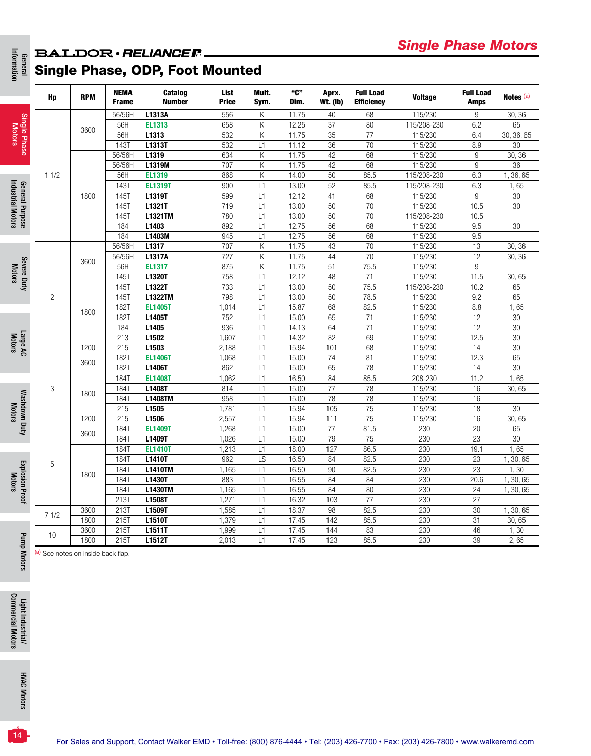# Single Phase Motors

## Single Phase, ODP, Foot Mounted

| Hp | RPM | NEMA Frame | Catalog Number | List Price | Mult. Sym. | "C" Dim. | Aprx. Wt. (lb) | Full Load Efficiency | Voltage | Full Load Amps | Notes [a] |
|---|---|---|---|---|---|---|---|---|---|---|---|
| 1 1/2 | 3600 | 56/56H | **L1313A** | 556 | K | 11.75 | 40 | 68 | 115/230 | 9 | 30, 36 |
| | | 56H | **EL1313** | 658 | K | 12.25 | 37 | 80 | 115/208-230 | 6.2 | 65 |
| | | 56H | **L1313** | 532 | K | 11.75 | 35 | 77 | 115/230 | 6.4 | 30, 36, 65 |
| | | 143T | **L1313T** | 532 | L1 | 11.12 | 36 | 70 | 115/230 | 8.9 | 30 |
| | 1800 | 56/56H | **L1319** | 634 | K | 11.75 | 42 | 68 | 115/230 | 9 | 30, 36 |
| | | 56/56H | **L1319M** | 707 | K | 11.75 | 42 | 68 | 115/230 | 9 | 36 |
| | | 56H | **EL1319** | 868 | K | 14.00 | 50 | 85.5 | 115/208-230 | 6.3 | 1, 36, 65 |
| | | 143T | **EL1319T** | 900 | L1 | 13.00 | 52 | 85.5 | 115/208-230 | 6.3 | 1, 65 |
| | | 145T | **L1319T** | 599 | L1 | 12.12 | 41 | 68 | 115/230 | 9 | 30 |
| | | 145T | **L1321T** | 719 | L1 | 13.00 | 50 | 70 | 115/230 | 10.5 | 30 |
| | | 145T | **L1321TM** | 780 | L1 | 13.00 | 50 | 70 | 115/208-230 | 10.5 | |
| | | 184 | **L1403** | 892 | L1 | 12.75 | 56 | 68 | 115/230 | 9.5 | 30 |
| | | 184 | **L1403M** | 945 | L1 | 12.75 | 56 | 68 | 115/230 | 9.5 | |
| 2 | 3600 | 56/56H | **L1317** | 707 | K | 11.75 | 43 | 70 | 115/230 | 13 | 30, 36 |
| | | 56/56H | **L1317A** | 727 | K | 11.75 | 44 | 70 | 115/230 | 12 | 30, 36 |
| | | 56H | **EL1317** | 875 | K | 11.75 | 51 | 75.5 | 115/230 | 9 | |
| | | 145T | **L1320T** | 758 | L1 | 12.12 | 48 | 71 | 115/230 | 11.5 | 30, 65 |
| | 1800 | 145T | **L1322T** | 733 | L1 | 13.00 | 50 | 75.5 | 115/208-230 | 10.2 | 65 |
| | | 145T | **L1322TM** | 798 | L1 | 13.00 | 50 | 78.5 | 115/230 | 9.2 | 65 |
| | | 182T | **EL1405T** | 1,014 | L1 | 15.87 | 68 | 82.5 | 115/230 | 8.8 | 1, 65 |
| | | 182T | **L1405T** | 752 | L1 | 15.00 | 65 | 71 | 115/230 | 12 | 30 |
| | | 184 | **L1405** | 936 | L1 | 14.13 | 64 | 71 | 115/230 | 12 | 30 |
| | | 213 | **L1502** | 1,607 | L1 | 14.32 | 82 | 69 | 115/230 | 12.5 | 30 |
| | 1200 | 215 | **L1503** | 2,188 | L1 | 15.94 | 101 | 68 | 115/230 | 14 | 30 |
| 3 | 3600 | 182T | **EL1406T** | 1,068 | L1 | 15.00 | 74 | 81 | 115/230 | 12.3 | 65 |
| | | 182T | **L1406T** | 862 | L1 | 15.00 | 65 | 78 | 115/230 | 14 | 30 |
| | 1800 | 184T | **EL1408T** | 1,062 | L1 | 16.50 | 84 | 85.5 | 208-230 | 11.2 | 1, 65 |
| | | 184T | **L1408T** | 814 | L1 | 15.00 | 77 | 78 | 115/230 | 16 | 30, 65 |
| | | 184T | **L1408TM** | 958 | L1 | 15.00 | 78 | 78 | 115/230 | 16 | |
| | | 215 | **L1505** | 1,781 | L1 | 15.94 | 105 | 75 | 115/230 | 18 | 30 |
| | 1200 | 215 | **L1506** | 2,557 | L1 | 15.94 | 111 | 75 | 115/230 | 16 | 30, 65 |
| 5 | 3600 | 184T | **EL1409T** | 1,268 | L1 | 15.00 | 77 | 81.5 | 230 | 20 | 65 |
| | | 184T | **L1409T** | 1,026 | L1 | 15.00 | 79 | 75 | 230 | 23 | 30 |
| | 1800 | 184T | **EL1410T** | 1,213 | L1 | 18.00 | 127 | 86.5 | 230 | 19.1 | 1, 65 |
| | | 184T | **L1410T** | 962 | LS | 16.50 | 84 | 82.5 | 230 | 23 | 1, 30, 65 |
| | | 184T | **L1410TM** | 1,165 | L1 | 16.50 | 90 | 82.5 | 230 | 23 | 1, 30 |
| | | 184T | **L1430T** | 883 | L1 | 16.55 | 84 | 84 | 230 | 20.6 | 1, 30, 65 |
| | | 184T | **L1430TM** | 1,165 | L1 | 16.55 | 84 | 80 | 230 | 24 | 1, 30, 65 |
| | | 213T | **L1508T** | 1,271 | L1 | 16.32 | 103 | 77 | 230 | 27 | |
| 7 1/2 | 3600 | 213T | **L1509T** | 1,585 | L1 | 18.37 | 98 | 82.5 | 230 | 30 | 1, 30, 65 |
| | 1800 | 215T | **L1510T** | 1,379 | L1 | 17.45 | 142 | 85.5 | 230 | 31 | 30, 65 |
| 10 | 3600 | 215T | **L1511T** | 1,999 | L1 | 17.45 | 144 | 83 | 230 | 46 | 1, 30 |
| | 1800 | 215T | **L1512T** | 2,013 | L1 | 17.45 | 123 | 85.5 | 230 | 39 | 2, 65 |

[a] See notes on inside back flap.

For Sales and Support, Contact Walker EMD • Toll-free: (800) 876-4444 • Tel: (203) 426-7700 • Fax: (203) 426-7800 • www.walkeremd.com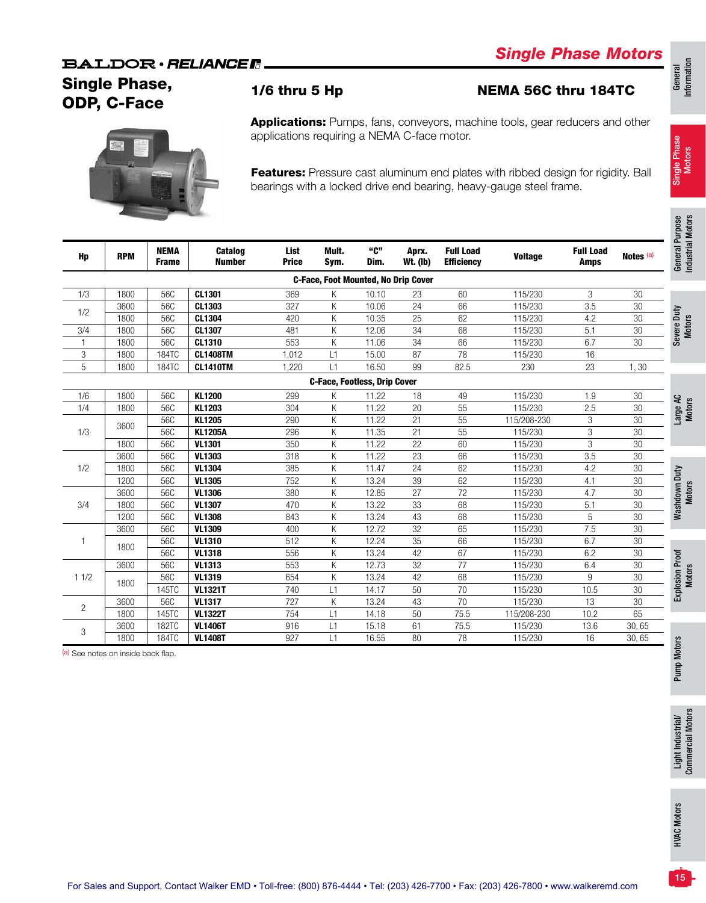# Single Phase Motors

BALDOR • RELIANCE

## Single Phase, ODP, C-Face

### 1/6 thru 5 Hp

### NEMA 56C thru 184TC

**Applications:** Pumps, fans, conveyors, machine tools, gear reducers and other applications requiring a NEMA C-face motor.

**Features:** Pressure cast aluminum end plates with ribbed design for rigidity. Ball bearings with a locked drive end bearing, heavy-gauge steel frame.

| Hp | RPM | NEMA Frame | Catalog Number | List Price | Mult. Sym. | "C" Dim. | Aprx. Wt. (lb) | Full Load Efficiency | Voltage | Full Load Amps | Notes [a] |
|---|---|---|---|---|---|---|---|---|---|---|---|
| **C-Face, Foot Mounted, No Drip Cover** | | | | | | | | | | | |
| 1/3 | 1800 | 56C | **CL1301** | 369 | K | 10.10 | 23 | 60 | 115/230 | 3 | 30 |
| 1/2 | 3600 | 56C | **CL1303** | 327 | K | 10.06 | 24 | 66 | 115/230 | 3.5 | 30 |
| | 1800 | 56C | **CL1304** | 420 | K | 10.35 | 25 | 62 | 115/230 | 4.2 | 30 |
| 3/4 | 1800 | 56C | **CL1307** | 481 | K | 12.06 | 34 | 68 | 115/230 | 5.1 | 30 |
| 1 | 1800 | 56C | **CL1310** | 553 | K | 11.06 | 34 | 66 | 115/230 | 6.7 | 30 |
| 3 | 1800 | 184TC | **CL1408TM** | 1,012 | L1 | 15.00 | 87 | 78 | 115/230 | 16 | |
| 5 | 1800 | 184TC | **CL1410TM** | 1,220 | L1 | 16.50 | 99 | 82.5 | 230 | 23 | 1, 30 |
| **C-Face, Footless, Drip Cover** | | | | | | | | | | | |
| 1/6 | 1800 | 56C | **KL1200** | 299 | K | 11.22 | 18 | 49 | 115/230 | 1.9 | 30 |
| 1/4 | 1800 | 56C | **KL1203** | 304 | K | 11.22 | 20 | 55 | 115/230 | 2.5 | 30 |
| 1/3 | 3600 | 56C | **KL1205** | 290 | K | 11.22 | 21 | 55 | 115/208-230 | 3 | 30 |
| | | 56C | **KL1205A** | 296 | K | 11.35 | 21 | 55 | 115/230 | 3 | 30 |
| | 1800 | 56C | **VL1301** | 350 | K | 11.22 | 22 | 60 | 115/230 | 3 | 30 |
| 1/2 | 3600 | 56C | **VL1303** | 318 | K | 11.22 | 23 | 66 | 115/230 | 3.5 | 30 |
| | 1800 | 56C | **VL1304** | 385 | K | 11.47 | 24 | 62 | 115/230 | 4.2 | 30 |
| | 1200 | 56C | **VL1305** | 752 | K | 13.24 | 39 | 62 | 115/230 | 4.1 | 30 |
| 3/4 | 3600 | 56C | **VL1306** | 380 | K | 12.85 | 27 | 72 | 115/230 | 4.7 | 30 |
| | 1800 | 56C | **VL1307** | 470 | K | 13.22 | 33 | 68 | 115/230 | 5.1 | 30 |
| | 1200 | 56C | **VL1308** | 843 | K | 13.24 | 43 | 68 | 115/230 | 5 | 30 |
| 1 | 3600 | 56C | **VL1309** | 400 | K | 12.72 | 32 | 65 | 115/230 | 7.5 | 30 |
| | 1800 | 56C | **VL1310** | 512 | K | 12.24 | 35 | 66 | 115/230 | 6.7 | 30 |
| | | 56C | **VL1318** | 556 | K | 13.24 | 42 | 67 | 115/230 | 6.2 | 30 |
| 1 1/2 | 3600 | 56C | **VL1313** | 553 | K | 12.73 | 32 | 77 | 115/230 | 6.4 | 30 |
| | 1800 | 56C | **VL1319** | 654 | K | 13.24 | 42 | 68 | 115/230 | 9 | 30 |
| | | 145TC | **VL1321T** | 740 | L1 | 14.17 | 50 | 70 | 115/230 | 10.5 | 30 |
| 2 | 3600 | 56C | **VL1317** | 727 | K | 13.24 | 43 | 70 | 115/230 | 13 | 30 |
| | 1800 | 145TC | **VL1322T** | 754 | L1 | 14.18 | 50 | 75.5 | 115/208-230 | 10.2 | 65 |
| 3 | 3600 | 182TC | **VL1406T** | 916 | L1 | 15.18 | 61 | 75.5 | 115/230 | 13.6 | 30, 65 |
| | 1800 | 184TC | **VL1408T** | 927 | L1 | 16.55 | 80 | 78 | 115/230 | 16 | 30, 65 |

[a] See notes on inside back flap.

For Sales and Support, Contact Walker EMD • Toll-free: (800) 876-4444 • Tel: (203) 426-7700 • Fax: (203) 426-7800 • www.walkeremd.com